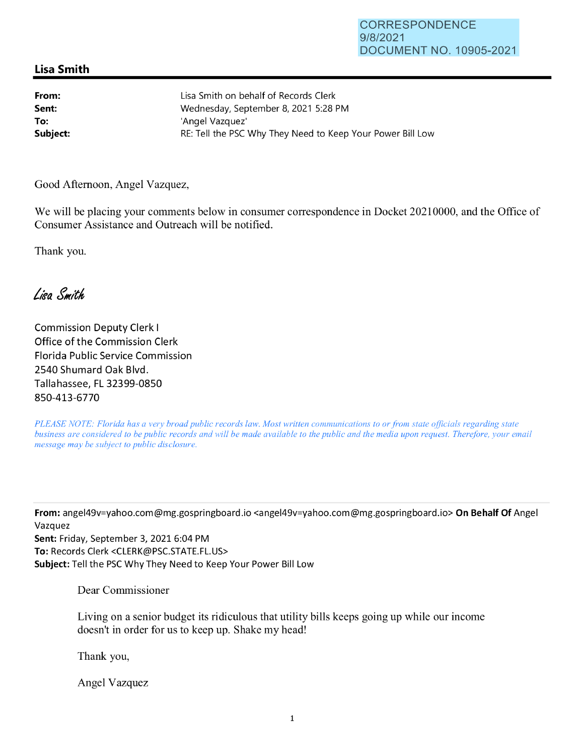CORRESPONDENCE
9/8/2021
DOCUMENT NO. 10905-2021

## Lisa Smith

**From:** Lisa Smith on behalf of Records Clerk
**Sent:** Wednesday, September 8, 2021 5:28 PM
**To:** 'Angel Vazquez'
**Subject:** RE: Tell the PSC Why They Need to Keep Your Power Bill Low

Good Afternoon, Angel Vazquez,

We will be placing your comments below in consumer correspondence in Docket 20210000, and the Office of Consumer Assistance and Outreach will be notified.

Thank you.

*Lisa Smith*

Commission Deputy Clerk I
Office of the Commission Clerk
Florida Public Service Commission
2540 Shumard Oak Blvd.
Tallahassee, FL 32399-0850
850-413-6770

*PLEASE NOTE: Florida has a very broad public records law. Most written communications to or from state officials regarding state business are considered to be public records and will be made available to the public and the media upon request. Therefore, your email message may be subject to public disclosure.*

---

**From:** angel49v=yahoo.com@mg.gospringboard.io <angel49v=yahoo.com@mg.gospringboard.io> **On Behalf Of** Angel Vazquez
**Sent:** Friday, September 3, 2021 6:04 PM
**To:** Records Clerk <CLERK@PSC.STATE.FL.US>
**Subject:** Tell the PSC Why They Need to Keep Your Power Bill Low

Dear Commissioner

Living on a senior budget its ridiculous that utility bills keeps going up while our income doesn't in order for us to keep up. Shake my head!

Thank you,

Angel Vazquez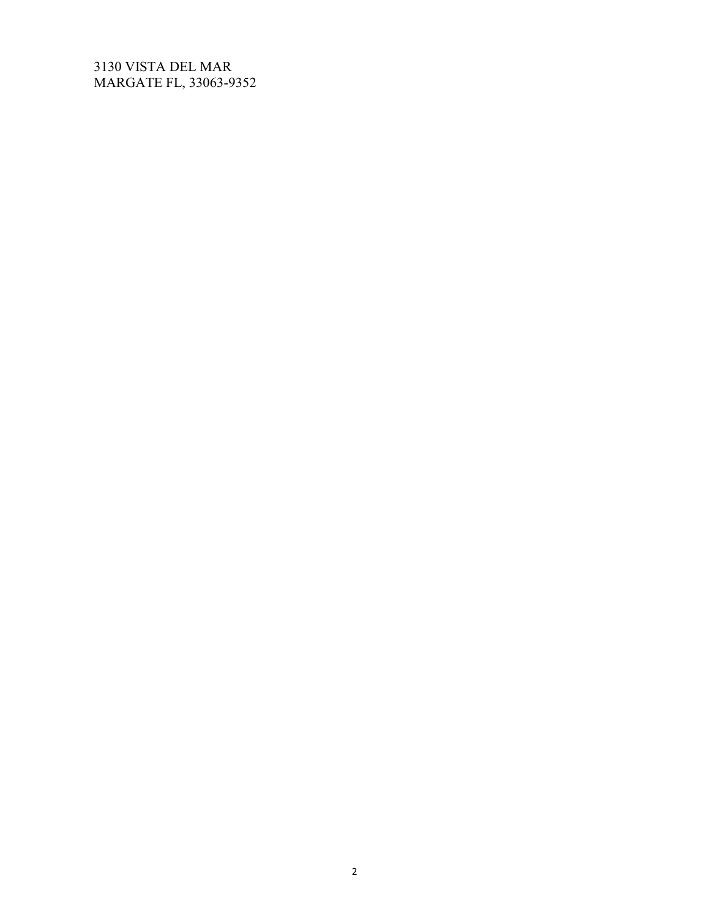3130 VISTA DEL MAR
MARGATE FL, 33063-9352